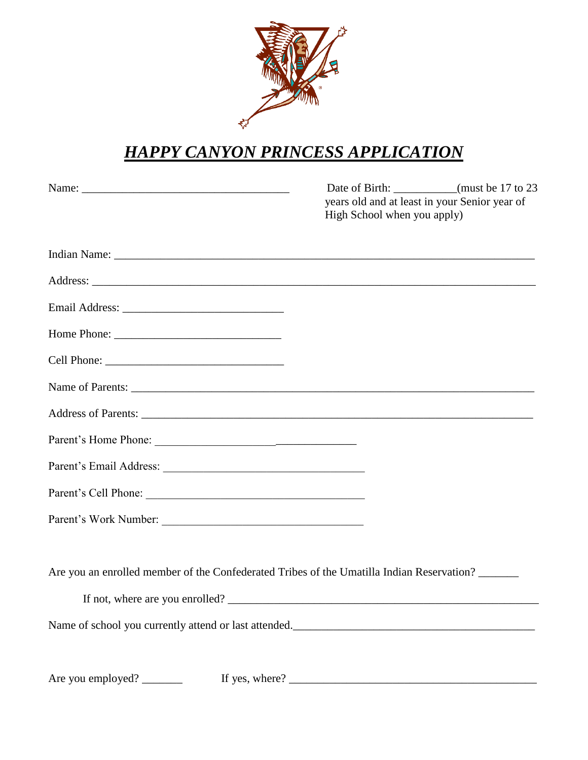# *HAPPY CANYON PRINCESS APPLICATION*

Name: ___________________________________ Date of Birth: __________(must be 17 to 23 years old and at least in your Senior year of High School when you apply)

Indian Name: ______________________________________________________________________

Address: _________________________________________________________________________

Email Address: ___________________________

Home Phone: ____________________________

Cell Phone: ______________________________

Name of Parents: __________________________________________________________________

Address of Parents: ________________________________________________________________

Parent's Home Phone: __________________________________

Parent's Email Address: __________________________________

Parent's Cell Phone: _____________________________________

Parent's Work Number: ___________________________________

Are you an enrolled member of the Confederated Tribes of the Umatilla Indian Reservation? _______

If not, where are you enrolled? _____________________________________________________

Name of school you currently attend or last attended.________________________________________

Are you employed? _______ If yes, where? ___________________________________________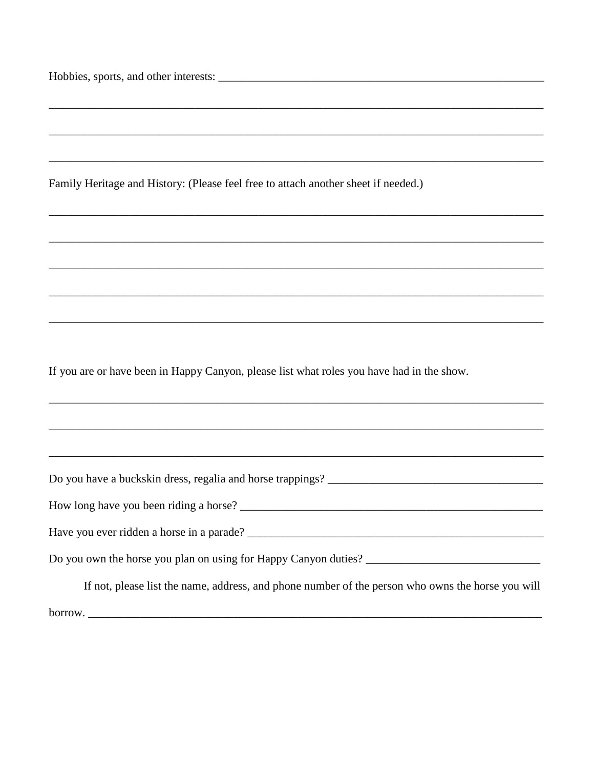Hobbies, sports, and other interests: ____________________________________________________________

________________________________________________________________________________________

________________________________________________________________________________________

________________________________________________________________________________________

Family Heritage and History: (Please feel free to attach another sheet if needed.)

________________________________________________________________________________________

________________________________________________________________________________________

________________________________________________________________________________________

________________________________________________________________________________________

________________________________________________________________________________________

If you are or have been in Happy Canyon, please list what roles you have had in the show.

________________________________________________________________________________________

________________________________________________________________________________________

________________________________________________________________________________________

Do you have a buckskin dress, regalia and horse trappings? ______________________________________

How long have you been riding a horse? ____________________________________________________

Have you ever ridden a horse in a parade? ___________________________________________________

Do you own the horse you plan on using for Happy Canyon duties? ______________________________

If not, please list the name, address, and phone number of the person who owns the horse you will borrow. _________________________________________________________________________________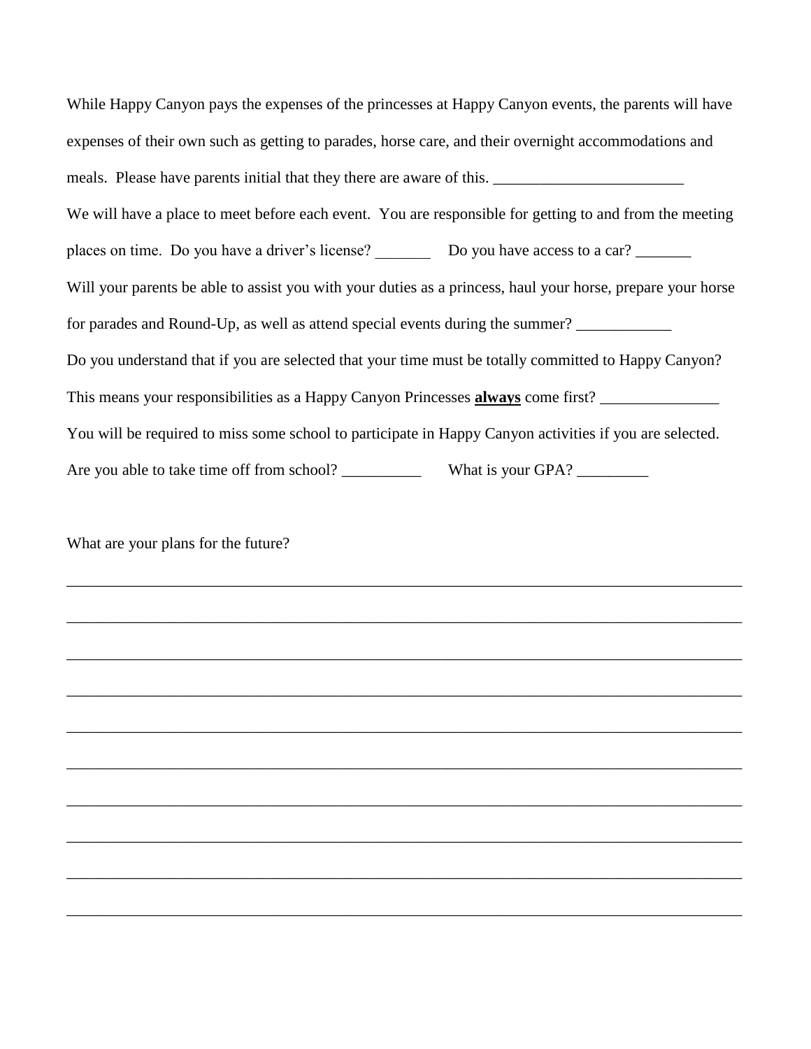While Happy Canyon pays the expenses of the princesses at Happy Canyon events, the parents will have expenses of their own such as getting to parades, horse care, and their overnight accommodations and meals. Please have parents initial that they there are aware of this. ________________________

We will have a place to meet before each event. You are responsible for getting to and from the meeting places on time. Do you have a driver's license? _______ Do you have access to a car? _______

Will your parents be able to assist you with your duties as a princess, haul your horse, prepare your horse for parades and Round-Up, as well as attend special events during the summer? ____________

Do you understand that if you are selected that your time must be totally committed to Happy Canyon? This means your responsibilities as a Happy Canyon Princesses **always** come first? _______________

You will be required to miss some school to participate in Happy Canyon activities if you are selected. Are you able to take time off from school? __________ What is your GPA? _________

What are your plans for the future?

________________________________________________________________________________

________________________________________________________________________________

________________________________________________________________________________

________________________________________________________________________________

________________________________________________________________________________

________________________________________________________________________________

________________________________________________________________________________

________________________________________________________________________________

________________________________________________________________________________

________________________________________________________________________________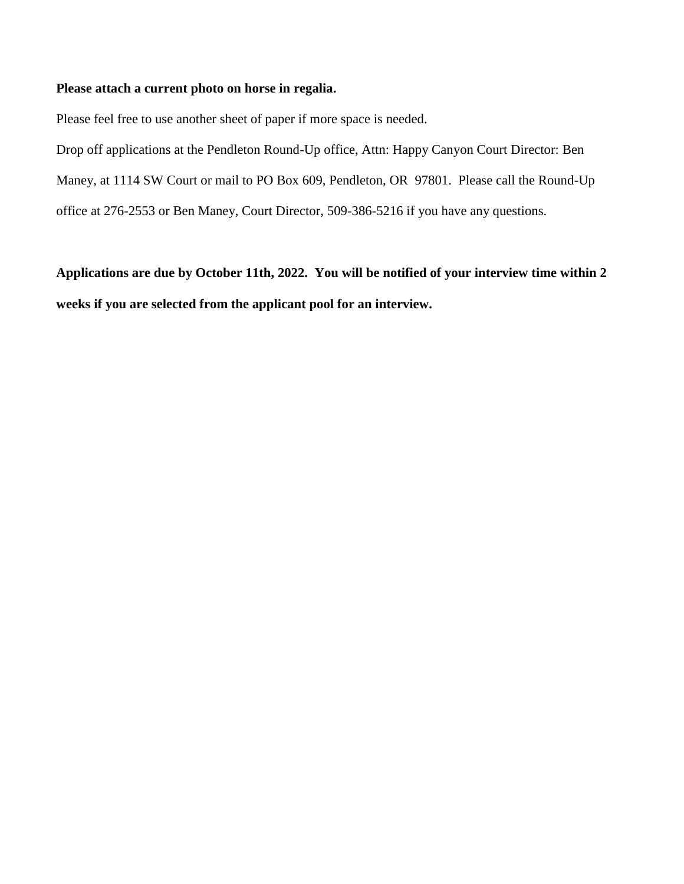**Please attach a current photo on horse in regalia.**

Please feel free to use another sheet of paper if more space is needed.

Drop off applications at the Pendleton Round-Up office, Attn: Happy Canyon Court Director: Ben Maney, at 1114 SW Court or mail to PO Box 609, Pendleton, OR 97801. Please call the Round-Up office at 276-2553 or Ben Maney, Court Director, 509-386-5216 if you have any questions.

**Applications are due by October 11th, 2022. You will be notified of your interview time within 2 weeks if you are selected from the applicant pool for an interview.**